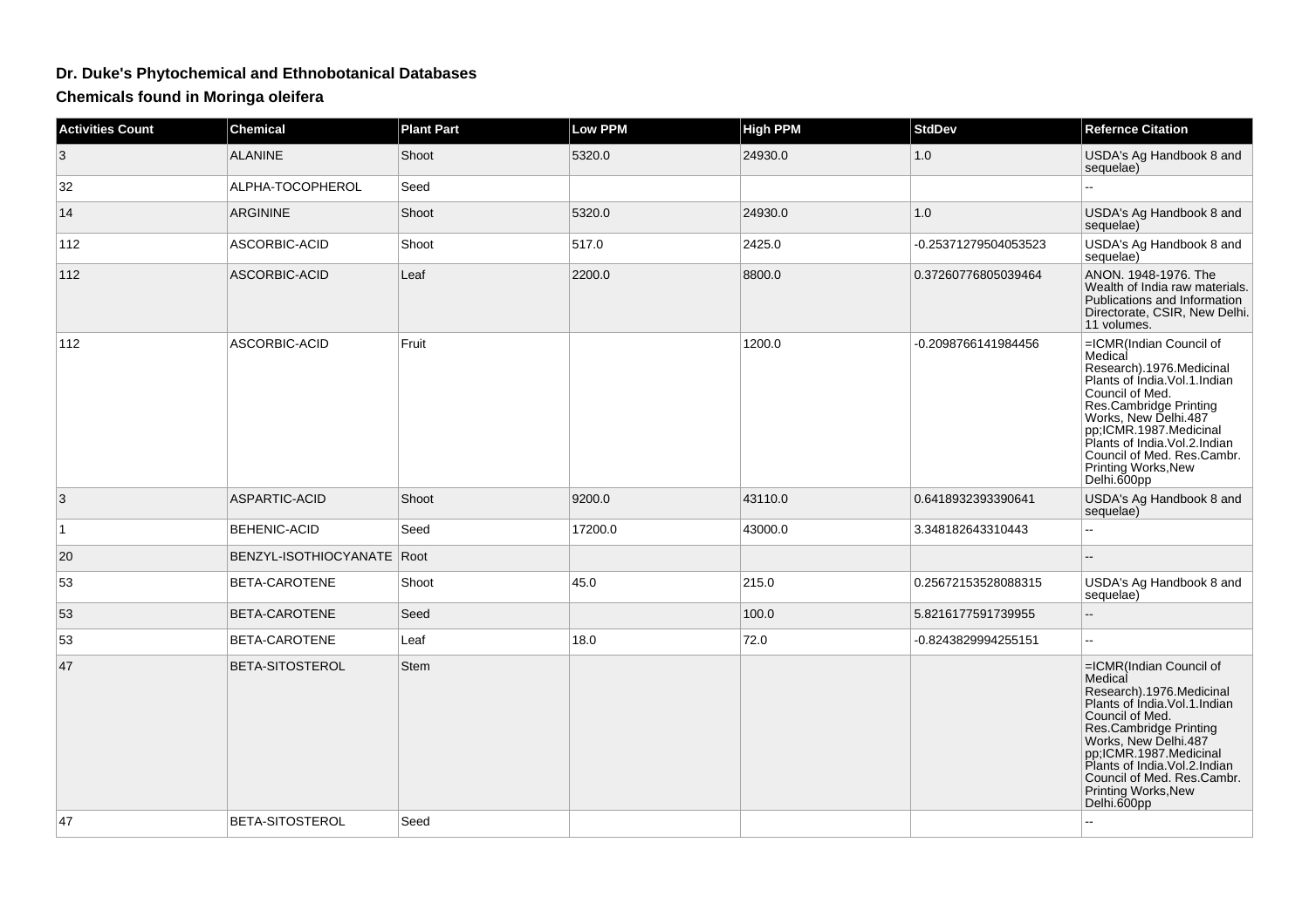# Dr. Duke's Phytochemical and Ethnobotanical Databases

## Chemicals found in Moringa oleifera

| Activities Count | Chemical | Plant Part | Low PPM | High PPM | StdDev | Refernce Citation |
|---|---|---|---|---|---|---|
| 3 | ALANINE | Shoot | 5320.0 | 24930.0 | 1.0 | USDA's Ag Handbook 8 and sequelae) |
| 32 | ALPHA-TOCOPHEROL | Seed | | | | -- |
| 14 | ARGININE | Shoot | 5320.0 | 24930.0 | 1.0 | USDA's Ag Handbook 8 and sequelae) |
| 112 | ASCORBIC-ACID | Shoot | 517.0 | 2425.0 | -0.25371279504053523 | USDA's Ag Handbook 8 and sequelae) |
| 112 | ASCORBIC-ACID | Leaf | 2200.0 | 8800.0 | 0.37260776805039464 | ANON. 1948-1976. The Wealth of India raw materials. Publications and Information Directorate, CSIR, New Delhi. 11 volumes. |
| 112 | ASCORBIC-ACID | Fruit | | 1200.0 | -0.2098766141984456 | =ICMR(Indian Council of Medical Research).1976.Medicinal Plants of India.Vol.1.Indian Council of Med. Res.Cambridge Printing Works, New Delhi.487 pp;ICMR.1987.Medicinal Plants of India.Vol.2.Indian Council of Med. Res.Cambr. Printing Works,New Delhi.600pp |
| 3 | ASPARTIC-ACID | Shoot | 9200.0 | 43110.0 | 0.6418932393390641 | USDA's Ag Handbook 8 and sequelae) |
| 1 | BEHENIC-ACID | Seed | 17200.0 | 43000.0 | 3.348182643310443 | -- |
| 20 | BENZYL-ISOTHIOCYANATE | Root | | | | -- |
| 53 | BETA-CAROTENE | Shoot | 45.0 | 215.0 | 0.25672153528088315 | USDA's Ag Handbook 8 and sequelae) |
| 53 | BETA-CAROTENE | Seed | | 100.0 | 5.8216177591739955 | -- |
| 53 | BETA-CAROTENE | Leaf | 18.0 | 72.0 | -0.8243829994255151 | -- |
| 47 | BETA-SITOSTEROL | Stem | | | | =ICMR(Indian Council of Medical Research).1976.Medicinal Plants of India.Vol.1.Indian Council of Med. Res.Cambridge Printing Works, New Delhi.487 pp;ICMR.1987.Medicinal Plants of India.Vol.2.Indian Council of Med. Res.Cambr. Printing Works,New Delhi.600pp |
| 47 | BETA-SITOSTEROL | Seed | | | | -- |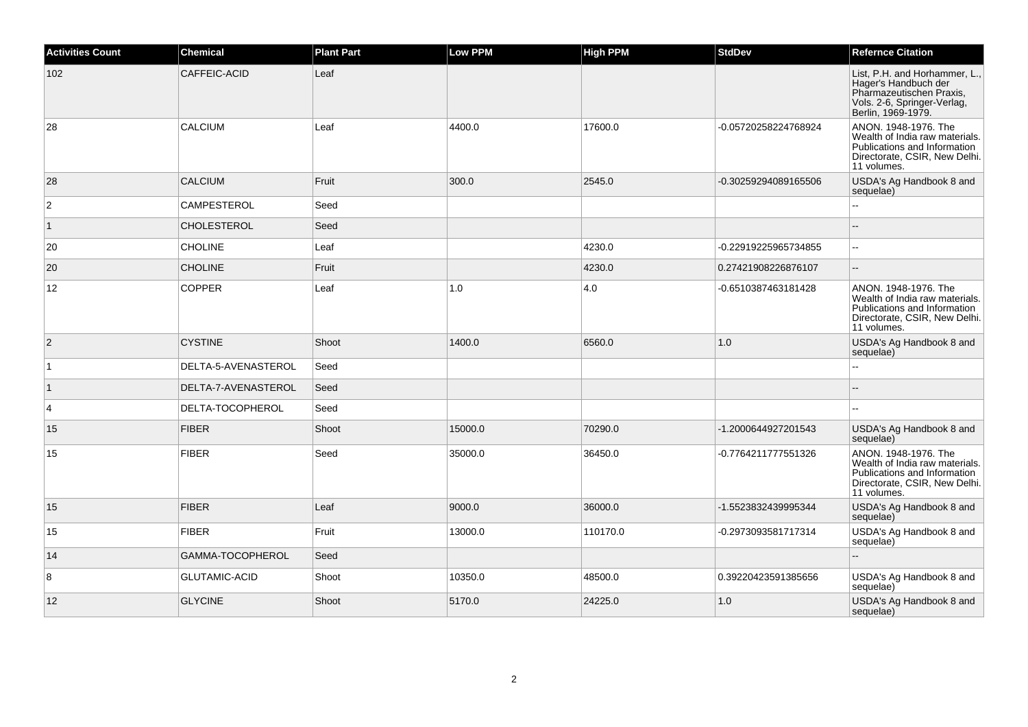| Activities Count | Chemical | Plant Part | Low PPM | High PPM | StdDev | Refernce Citation |
| --- | --- | --- | --- | --- | --- | --- |
| 102 | CAFFEIC-ACID | Leaf | | | | List, P.H. and Horhammer, L., Hager's Handbuch der Pharmazeutischen Praxis, Vols. 2-6, Springer-Verlag, Berlin, 1969-1979. |
| 28 | CALCIUM | Leaf | 4400.0 | 17600.0 | -0.05720258224768924 | ANON. 1948-1976. The Wealth of India raw materials. Publications and Information Directorate, CSIR, New Delhi. 11 volumes. |
| 28 | CALCIUM | Fruit | 300.0 | 2545.0 | -0.30259294089165506 | USDA's Ag Handbook 8 and sequelae) |
| 2 | CAMPESTEROL | Seed | | | | -- |
| 1 | CHOLESTEROL | Seed | | | | -- |
| 20 | CHOLINE | Leaf | | 4230.0 | -0.22919225965734855 | -- |
| 20 | CHOLINE | Fruit | | 4230.0 | 0.27421908226876107 | -- |
| 12 | COPPER | Leaf | 1.0 | 4.0 | -0.6510387463181428 | ANON. 1948-1976. The Wealth of India raw materials. Publications and Information Directorate, CSIR, New Delhi. 11 volumes. |
| 2 | CYSTINE | Shoot | 1400.0 | 6560.0 | 1.0 | USDA's Ag Handbook 8 and sequelae) |
| 1 | DELTA-5-AVENASTEROL | Seed | | | | -- |
| 1 | DELTA-7-AVENASTEROL | Seed | | | | -- |
| 4 | DELTA-TOCOPHEROL | Seed | | | | -- |
| 15 | FIBER | Shoot | 15000.0 | 70290.0 | -1.2000644927201543 | USDA's Ag Handbook 8 and sequelae) |
| 15 | FIBER | Seed | 35000.0 | 36450.0 | -0.7764211777551326 | ANON. 1948-1976. The Wealth of India raw materials. Publications and Information Directorate, CSIR, New Delhi. 11 volumes. |
| 15 | FIBER | Leaf | 9000.0 | 36000.0 | -1.5523832439995344 | USDA's Ag Handbook 8 and sequelae) |
| 15 | FIBER | Fruit | 13000.0 | 110170.0 | -0.2973093581717314 | USDA's Ag Handbook 8 and sequelae) |
| 14 | GAMMA-TOCOPHEROL | Seed | | | | -- |
| 8 | GLUTAMIC-ACID | Shoot | 10350.0 | 48500.0 | 0.39220423591385656 | USDA's Ag Handbook 8 and sequelae) |
| 12 | GLYCINE | Shoot | 5170.0 | 24225.0 | 1.0 | USDA's Ag Handbook 8 and sequelae) |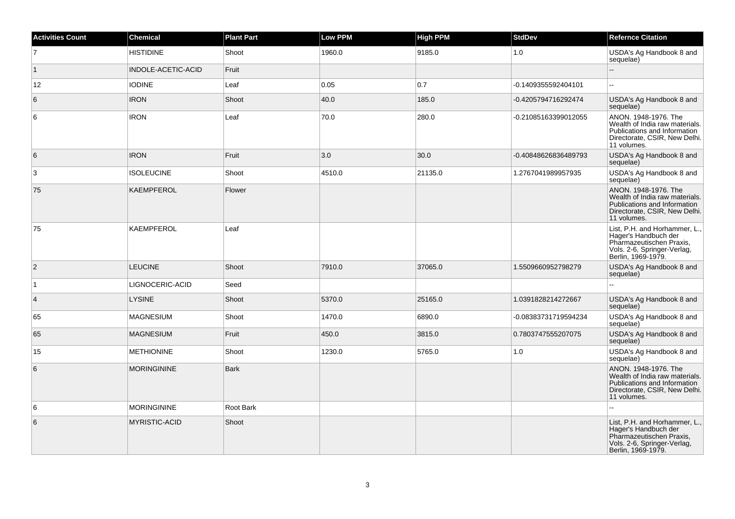| Activities Count | Chemical | Plant Part | Low PPM | High PPM | StdDev | Refernce Citation |
| --- | --- | --- | --- | --- | --- | --- |
| 7 | HISTIDINE | Shoot | 1960.0 | 9185.0 | 1.0 | USDA's Ag Handbook 8 and sequelae) |
| 1 | INDOLE-ACETIC-ACID | Fruit | | | | -- |
| 12 | IODINE | Leaf | 0.05 | 0.7 | -0.1409355592404101 | -- |
| 6 | IRON | Shoot | 40.0 | 185.0 | -0.4205794716292474 | USDA's Ag Handbook 8 and sequelae) |
| 6 | IRON | Leaf | 70.0 | 280.0 | -0.21085163399012055 | ANON. 1948-1976. The Wealth of India raw materials. Publications and Information Directorate, CSIR, New Delhi. 11 volumes. |
| 6 | IRON | Fruit | 3.0 | 30.0 | -0.40848626836489793 | USDA's Ag Handbook 8 and sequelae) |
| 3 | ISOLEUCINE | Shoot | 4510.0 | 21135.0 | 1.2767041989957935 | USDA's Ag Handbook 8 and sequelae) |
| 75 | KAEMPFEROL | Flower | | | | ANON. 1948-1976. The Wealth of India raw materials. Publications and Information Directorate, CSIR, New Delhi. 11 volumes. |
| 75 | KAEMPFEROL | Leaf | | | | List, P.H. and Horhammer, L., Hager's Handbuch der Pharmazeutischen Praxis, Vols. 2-6, Springer-Verlag, Berlin, 1969-1979. |
| 2 | LEUCINE | Shoot | 7910.0 | 37065.0 | 1.5509660952798279 | USDA's Ag Handbook 8 and sequelae) |
| 1 | LIGNOCERIC-ACID | Seed | | | | -- |
| 4 | LYSINE | Shoot | 5370.0 | 25165.0 | 1.0391828214272667 | USDA's Ag Handbook 8 and sequelae) |
| 65 | MAGNESIUM | Shoot | 1470.0 | 6890.0 | -0.08383731719594234 | USDA's Ag Handbook 8 and sequelae) |
| 65 | MAGNESIUM | Fruit | 450.0 | 3815.0 | 0.7803747555207075 | USDA's Ag Handbook 8 and sequelae) |
| 15 | METHIONINE | Shoot | 1230.0 | 5765.0 | 1.0 | USDA's Ag Handbook 8 and sequelae) |
| 6 | MORINGININE | Bark | | | | ANON. 1948-1976. The Wealth of India raw materials. Publications and Information Directorate, CSIR, New Delhi. 11 volumes. |
| 6 | MORINGININE | Root Bark | | | | -- |
| 6 | MYRISTIC-ACID | Shoot | | | | List, P.H. and Horhammer, L., Hager's Handbuch der Pharmazeutischen Praxis, Vols. 2-6, Springer-Verlag, Berlin, 1969-1979. |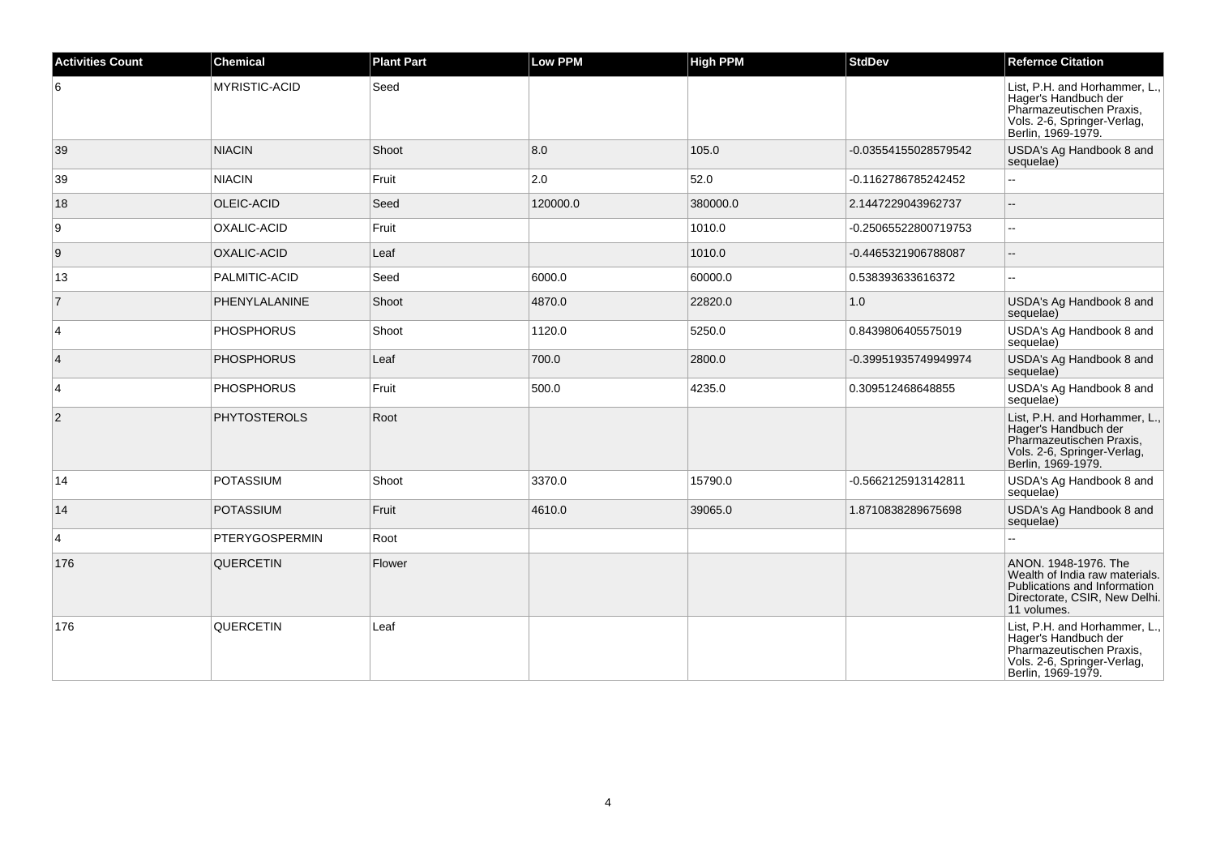| Activities Count | Chemical | Plant Part | Low PPM | High PPM | StdDev | Refernce Citation |
|---|---|---|---|---|---|---|
| 6 | MYRISTIC-ACID | Seed | | | | List, P.H. and Horhammer, L., Hager's Handbuch der Pharmazeutischen Praxis, Vols. 2-6, Springer-Verlag, Berlin, 1969-1979. |
| 39 | NIACIN | Shoot | 8.0 | 105.0 | -0.03554155028579542 | USDA's Ag Handbook 8 and sequelae) |
| 39 | NIACIN | Fruit | 2.0 | 52.0 | -0.1162786785242452 | -- |
| 18 | OLEIC-ACID | Seed | 120000.0 | 380000.0 | 2.1447229043962737 | -- |
| 9 | OXALIC-ACID | Fruit | | 1010.0 | -0.25065522800719753 | -- |
| 9 | OXALIC-ACID | Leaf | | 1010.0 | -0.4465321906788087 | -- |
| 13 | PALMITIC-ACID | Seed | 6000.0 | 60000.0 | 0.538393633616372 | -- |
| 7 | PHENYLALANINE | Shoot | 4870.0 | 22820.0 | 1.0 | USDA's Ag Handbook 8 and sequelae) |
| 4 | PHOSPHORUS | Shoot | 1120.0 | 5250.0 | 0.8439806405575019 | USDA's Ag Handbook 8 and sequelae) |
| 4 | PHOSPHORUS | Leaf | 700.0 | 2800.0 | -0.39951935749949974 | USDA's Ag Handbook 8 and sequelae) |
| 4 | PHOSPHORUS | Fruit | 500.0 | 4235.0 | 0.309512468648855 | USDA's Ag Handbook 8 and sequelae) |
| 2 | PHYTOSTEROLS | Root | | | | List, P.H. and Horhammer, L., Hager's Handbuch der Pharmazeutischen Praxis, Vols. 2-6, Springer-Verlag, Berlin, 1969-1979. |
| 14 | POTASSIUM | Shoot | 3370.0 | 15790.0 | -0.5662125913142811 | USDA's Ag Handbook 8 and sequelae) |
| 14 | POTASSIUM | Fruit | 4610.0 | 39065.0 | 1.8710838289675698 | USDA's Ag Handbook 8 and sequelae) |
| 4 | PTERYGOSPERMIN | Root | | | | -- |
| 176 | QUERCETIN | Flower | | | | ANON. 1948-1976. The Wealth of India raw materials. Publications and Information Directorate, CSIR, New Delhi. 11 volumes. |
| 176 | QUERCETIN | Leaf | | | | List, P.H. and Horhammer, L., Hager's Handbuch der Pharmazeutischen Praxis, Vols. 2-6, Springer-Verlag, Berlin, 1969-1979. |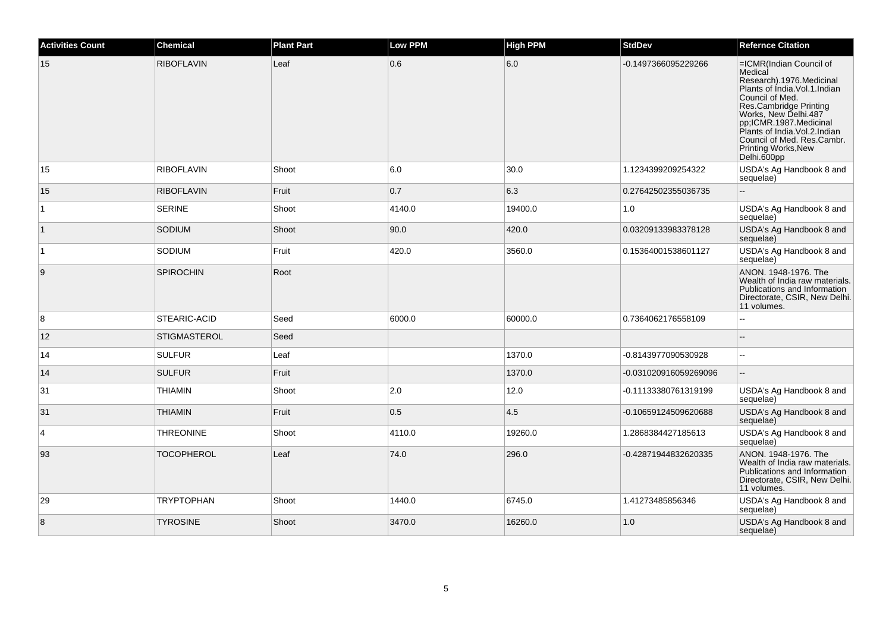| Activities Count | Chemical | Plant Part | Low PPM | High PPM | StdDev | Refernce Citation |
| --- | --- | --- | --- | --- | --- | --- |
| 15 | RIBOFLAVIN | Leaf | 0.6 | 6.0 | -0.1497366095229266 | =ICMR(Indian Council of Medical Research).1976.Medicinal Plants of India.Vol.1.Indian Council of Med. Res.Cambridge Printing Works, New Delhi.487 pp;ICMR.1987.Medicinal Plants of India.Vol.2.Indian Council of Med. Res.Cambr. Printing Works,New Delhi.600pp |
| 15 | RIBOFLAVIN | Shoot | 6.0 | 30.0 | 1.1234399209254322 | USDA's Ag Handbook 8 and sequelae) |
| 15 | RIBOFLAVIN | Fruit | 0.7 | 6.3 | 0.27642502355036735 | -- |
| 1 | SERINE | Shoot | 4140.0 | 19400.0 | 1.0 | USDA's Ag Handbook 8 and sequelae) |
| 1 | SODIUM | Shoot | 90.0 | 420.0 | 0.03209133983378128 | USDA's Ag Handbook 8 and sequelae) |
| 1 | SODIUM | Fruit | 420.0 | 3560.0 | 0.15364001538601127 | USDA's Ag Handbook 8 and sequelae) |
| 9 | SPIROCHIN | Root | | | | ANON. 1948-1976. The Wealth of India raw materials. Publications and Information Directorate, CSIR, New Delhi. 11 volumes. |
| 8 | STEARIC-ACID | Seed | 6000.0 | 60000.0 | 0.7364062176558109 | -- |
| 12 | STIGMASTEROL | Seed | | | | -- |
| 14 | SULFUR | Leaf | | 1370.0 | -0.8143977090530928 | -- |
| 14 | SULFUR | Fruit | | 1370.0 | -0.031020916059269096 | -- |
| 31 | THIAMIN | Shoot | 2.0 | 12.0 | -0.11133380761319199 | USDA's Ag Handbook 8 and sequelae) |
| 31 | THIAMIN | Fruit | 0.5 | 4.5 | -0.10659124509620688 | USDA's Ag Handbook 8 and sequelae) |
| 4 | THREONINE | Shoot | 4110.0 | 19260.0 | 1.2868384427185613 | USDA's Ag Handbook 8 and sequelae) |
| 93 | TOCOPHEROL | Leaf | 74.0 | 296.0 | -0.42871944832620335 | ANON. 1948-1976. The Wealth of India raw materials. Publications and Information Directorate, CSIR, New Delhi. 11 volumes. |
| 29 | TRYPTOPHAN | Shoot | 1440.0 | 6745.0 | 1.41273485856346 | USDA's Ag Handbook 8 and sequelae) |
| 8 | TYROSINE | Shoot | 3470.0 | 16260.0 | 1.0 | USDA's Ag Handbook 8 and sequelae) |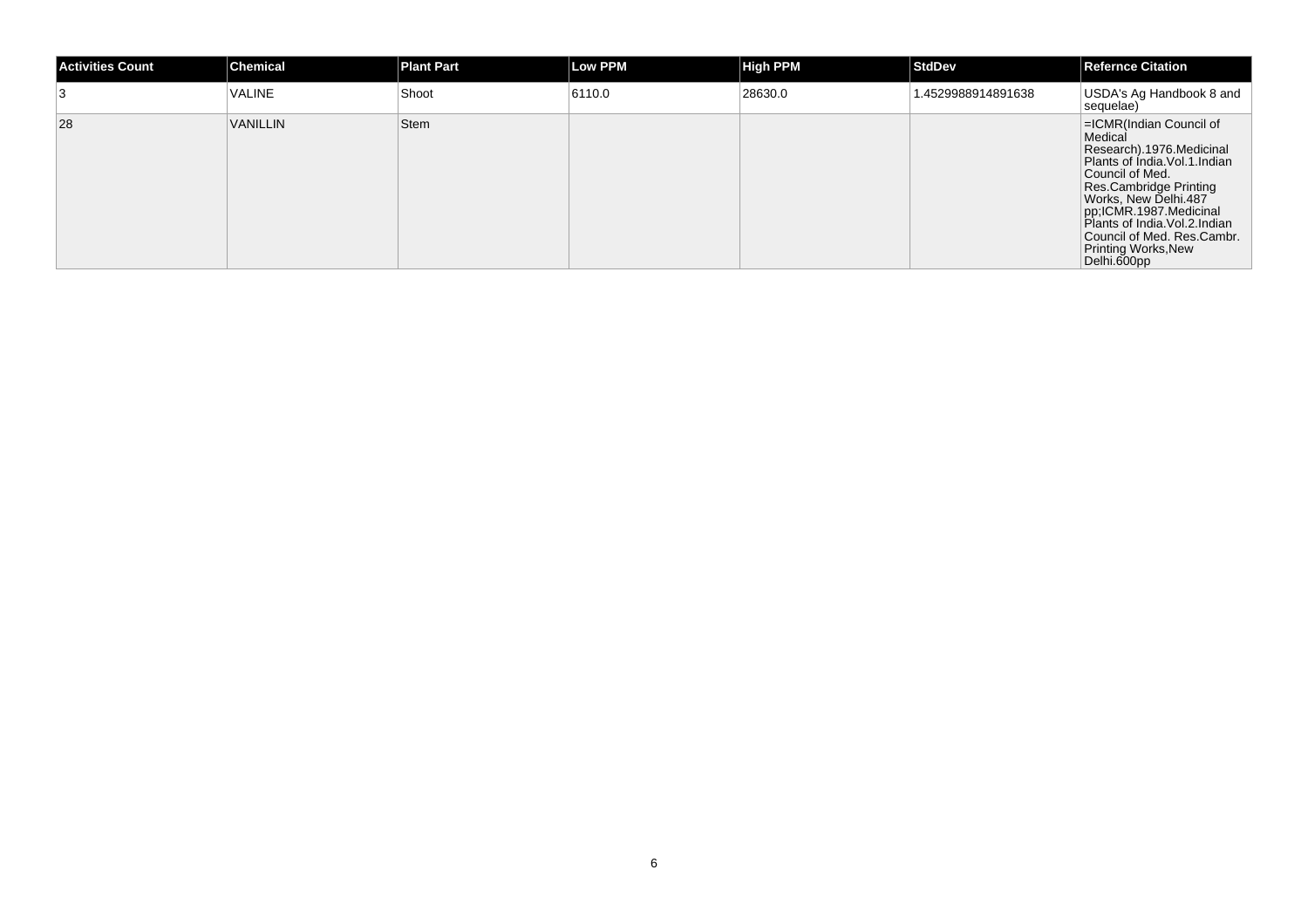| Activities Count | Chemical | Plant Part | Low PPM | High PPM | StdDev | Refernce Citation |
| --- | --- | --- | --- | --- | --- | --- |
| 3 | VALINE | Shoot | 6110.0 | 28630.0 | 1.4529988914891638 | USDA's Ag Handbook 8 and sequelae) |
| 28 | VANILLIN | Stem | | | | =ICMR(Indian Council of Medical Research).1976.Medicinal Plants of India.Vol.1.Indian Council of Med. Res.Cambridge Printing Works, New Delhi.487 pp;ICMR.1987.Medicinal Plants of India.Vol.2.Indian Council of Med. Res.Cambr. Printing Works,New Delhi.600pp |